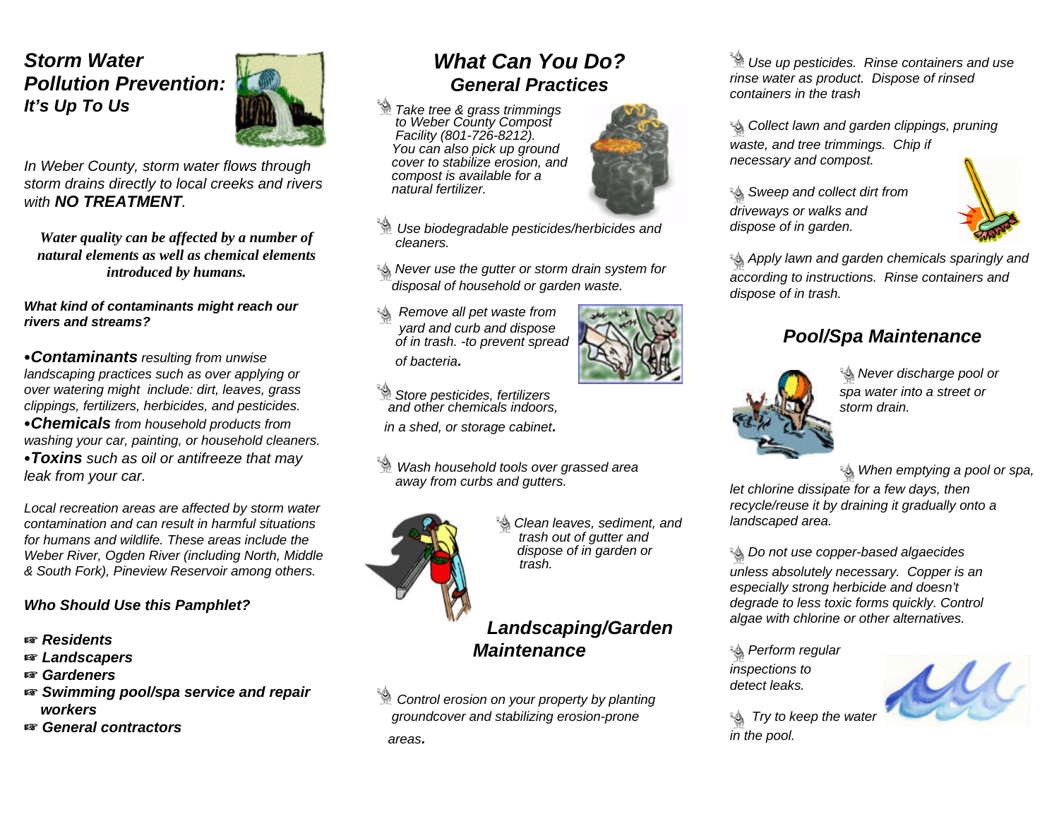# *Storm Water Pollution Prevention: It's Up To Us*

*In Weber County, storm water flows through storm drains directly to local creeks and rivers with* ***NO TREATMENT****.*

***Water quality can be affected by a number of natural elements as well as chemical elements introduced by humans.***

***What kind of contaminants might reach our rivers and streams?***

- ***Contaminants*** *resulting from unwise landscaping practices such as over applying or over watering might include: dirt, leaves, grass clippings, fertilizers, herbicides, and pesticides.*
- ***Chemicals*** *from household products from washing your car, painting, or household cleaners.*
- ***Toxins*** *such as oil or antifreeze that may leak from your car.*

*Local recreation areas are affected by storm water contamination and can result in harmful situations for humans and wildlife. These areas include the Weber River, Ogden River (including North, Middle & South Fork), Pineview Reservoir among others.*

***Who Should Use this Pamphlet?***

- ***Residents***
- ***Landscapers***
- ***Gardeners***
- ***Swimming pool/spa service and repair workers***
- ***General contractors***

## *What Can You Do?*

### *General Practices*

- *Take tree & grass trimmings to Weber County Compost Facility (801-726-8212). You can also pick up ground cover to stabilize erosion, and compost is available for a natural fertilizer.*
- *Use biodegradable pesticides/herbicides and cleaners.*
- *Never use the gutter or storm drain system for disposal of household or garden waste.*
- *Remove all pet waste from yard and curb and dispose of in trash. -to prevent spread of bacteria.*
- *Store pesticides, fertilizers and other chemicals indoors, in a shed, or storage cabinet.*
- *Wash household tools over grassed area away from curbs and gutters.*
- *Clean leaves, sediment, and trash out of gutter and dispose of in garden or trash.*

### *Landscaping/Garden Maintenance*

- *Control erosion on your property by planting groundcover and stabilizing erosion-prone areas.*
- *Use up pesticides. Rinse containers and use rinse water as product. Dispose of rinsed containers in the trash*
- *Collect lawn and garden clippings, pruning waste, and tree trimmings. Chip if necessary and compost.*
- *Sweep and collect dirt from driveways or walks and dispose of in garden.*
- *Apply lawn and garden chemicals sparingly and according to instructions. Rinse containers and dispose of in trash.*

### *Pool/Spa Maintenance*

- *Never discharge pool or spa water into a street or storm drain.*
- *When emptying a pool or spa, let chlorine dissipate for a few days, then recycle/reuse it by draining it gradually onto a landscaped area.*
- *Do not use copper-based algaecides unless absolutely necessary. Copper is an especially strong herbicide and doesn't degrade to less toxic forms quickly. Control algae with chlorine or other alternatives.*
- *Perform regular inspections to detect leaks.*
- *Try to keep the water in the pool.*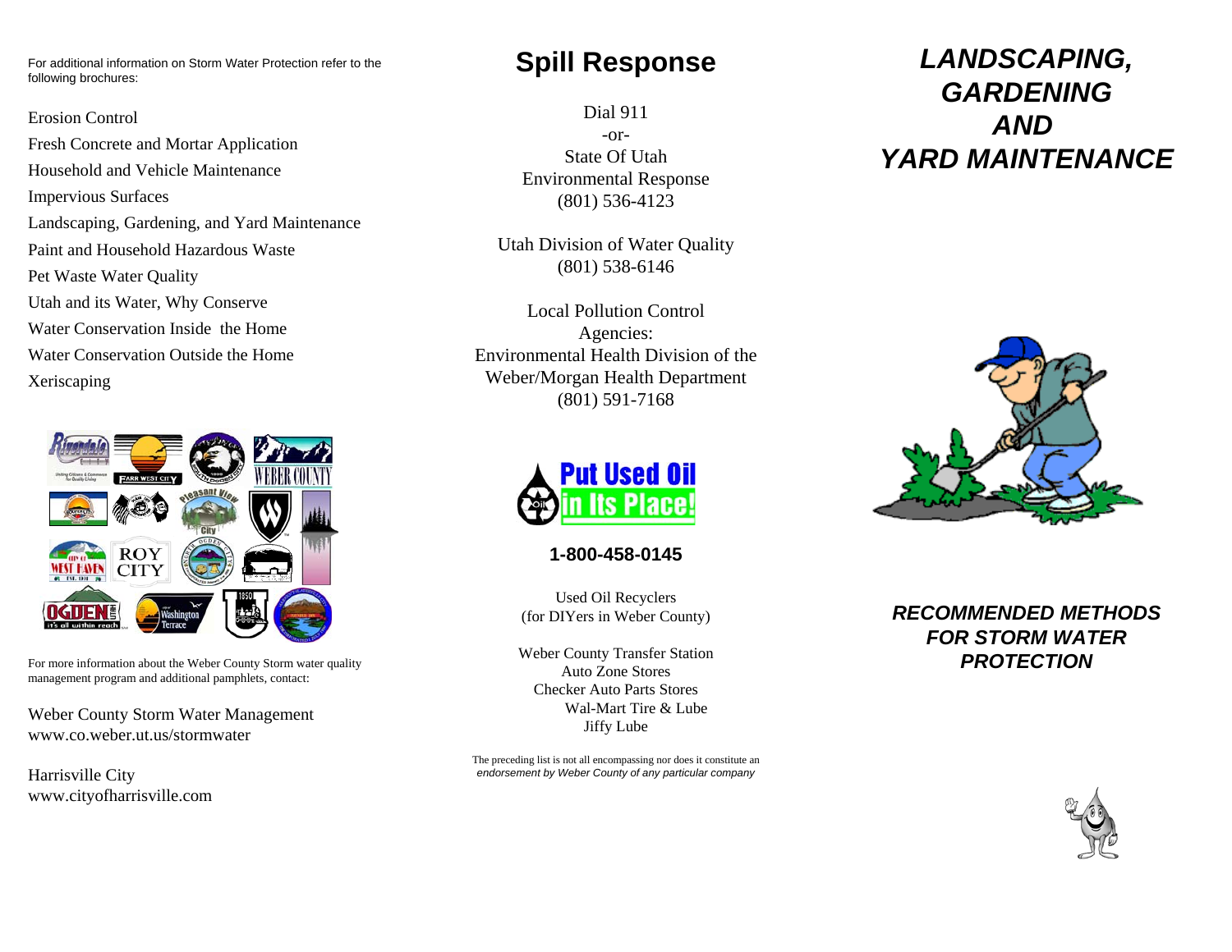For additional information on Storm Water Protection refer to the following brochures:

Erosion Control
Fresh Concrete and Mortar Application
Household and Vehicle Maintenance
Impervious Surfaces
Landscaping, Gardening, and Yard Maintenance
Paint and Household Hazardous Waste
Pet Waste Water Quality
Utah and its Water, Why Conserve
Water Conservation Inside the Home
Water Conservation Outside the Home
Xeriscaping

For more information about the Weber County Storm water quality management program and additional pamphlets, contact:

Weber County Storm Water Management
www.co.weber.ut.us/stormwater

Harrisville City
www.cityofharrisville.com

# Spill Response

Dial 911
-or-
State Of Utah
Environmental Response
(801) 536-4123

Utah Division of Water Quality
(801) 538-6146

Local Pollution Control
Agencies:
Environmental Health Division of the
Weber/Morgan Health Department
(801) 591-7168

Put Used Oil in Its Place!

**1-800-458-0145**

Used Oil Recyclers
(for DIYers in Weber County)

Weber County Transfer Station
Auto Zone Stores
Checker Auto Parts Stores
Wal-Mart Tire & Lube
Jiffy Lube

The preceding list is not all encompassing nor does it constitute an *endorsement by Weber County of any particular company*

# *LANDSCAPING, GARDENING AND YARD MAINTENANCE*

***RECOMMENDED METHODS FOR STORM WATER PROTECTION***